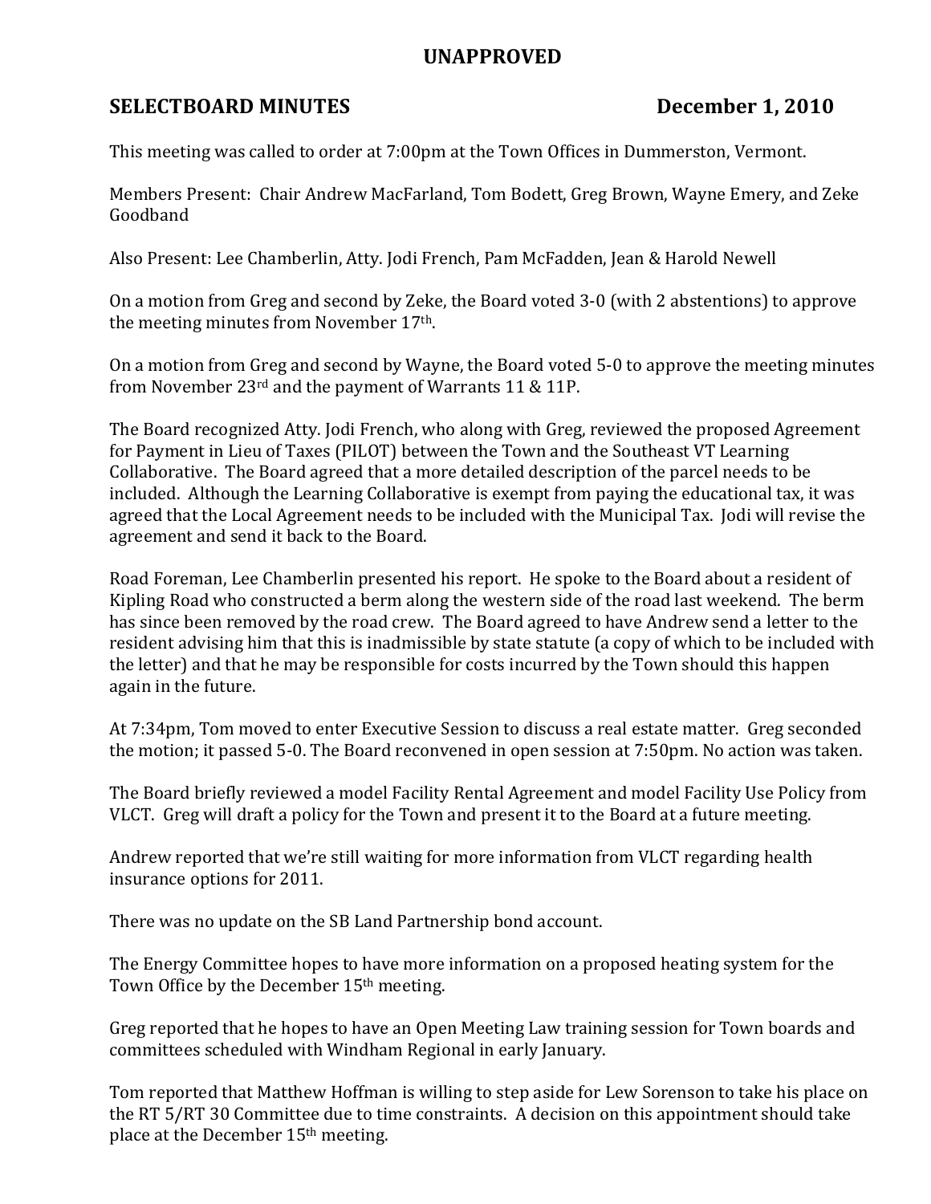# UNAPPROVED

## SELECTBOARD MINUTES December 1, 2010

This meeting was called to order at 7:00pm at the Town Offices in Dummerston, Vermont.

Members Present: Chair Andrew MacFarland, Tom Bodett, Greg Brown, Wayne Emery, and Zeke Goodband

Also Present: Lee Chamberlin, Atty. Jodi French, Pam McFadden, Jean & Harold Newell

On a motion from Greg and second by Zeke, the Board voted 3-0 (with 2 abstentions) to approve the meeting minutes from November 17th.

On a motion from Greg and second by Wayne, the Board voted 5-0 to approve the meeting minutes from November 23rd and the payment of Warrants 11 & 11P.

The Board recognized Atty. Jodi French, who along with Greg, reviewed the proposed Agreement for Payment in Lieu of Taxes (PILOT) between the Town and the Southeast VT Learning Collaborative. The Board agreed that a more detailed description of the parcel needs to be included. Although the Learning Collaborative is exempt from paying the educational tax, it was agreed that the Local Agreement needs to be included with the Municipal Tax. Jodi will revise the agreement and send it back to the Board.

Road Foreman, Lee Chamberlin presented his report. He spoke to the Board about a resident of Kipling Road who constructed a berm along the western side of the road last weekend. The berm has since been removed by the road crew. The Board agreed to have Andrew send a letter to the resident advising him that this is inadmissible by state statute (a copy of which to be included with the letter) and that he may be responsible for costs incurred by the Town should this happen again in the future.

At 7:34pm, Tom moved to enter Executive Session to discuss a real estate matter. Greg seconded the motion; it passed 5-0. The Board reconvened in open session at 7:50pm. No action was taken.

The Board briefly reviewed a model Facility Rental Agreement and model Facility Use Policy from VLCT. Greg will draft a policy for the Town and present it to the Board at a future meeting.

Andrew reported that we're still waiting for more information from VLCT regarding health insurance options for 2011.

There was no update on the SB Land Partnership bond account.

The Energy Committee hopes to have more information on a proposed heating system for the Town Office by the December 15th meeting.

Greg reported that he hopes to have an Open Meeting Law training session for Town boards and committees scheduled with Windham Regional in early January.

Tom reported that Matthew Hoffman is willing to step aside for Lew Sorenson to take his place on the RT 5/RT 30 Committee due to time constraints. A decision on this appointment should take place at the December 15th meeting.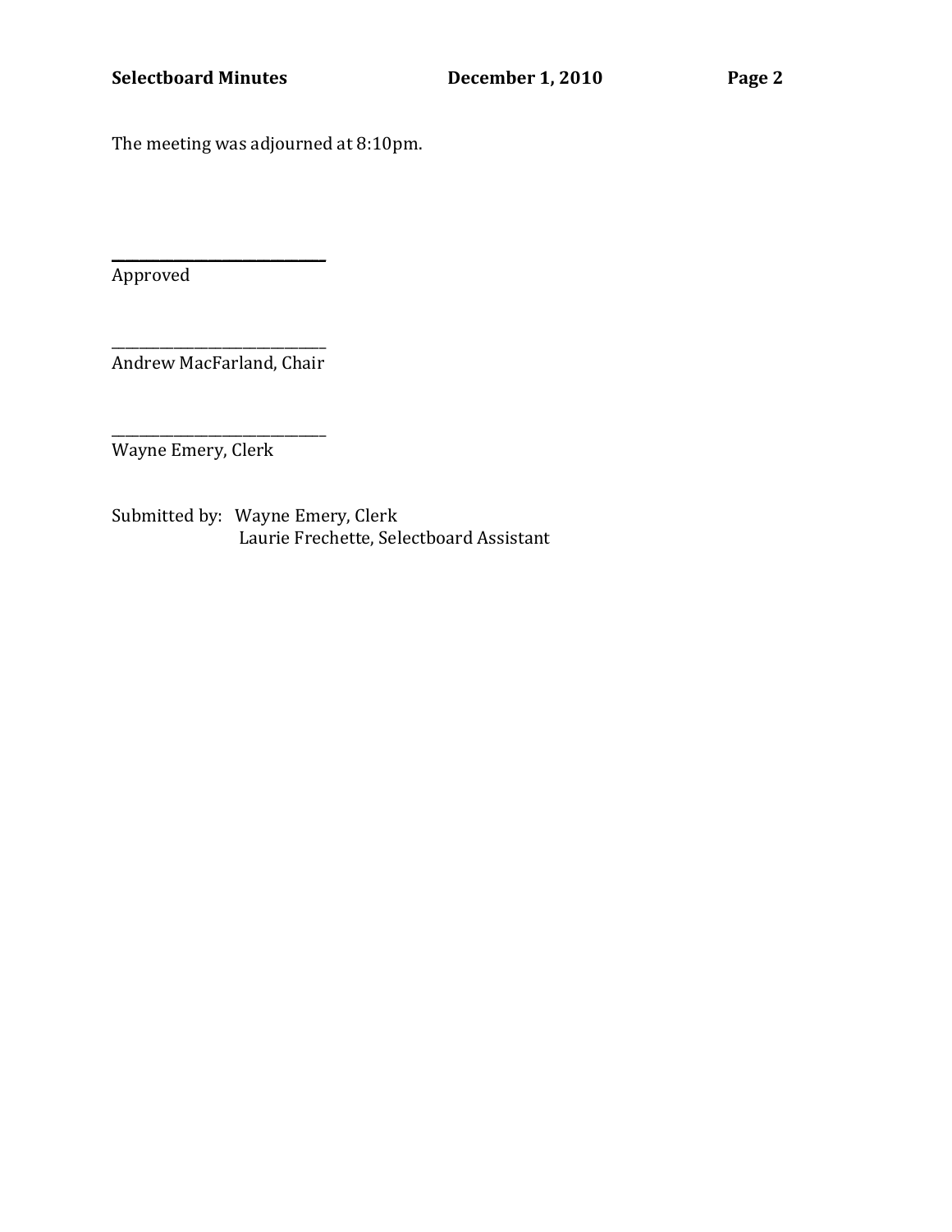The meeting was adjourned at 8:10pm.

\_\_\_\_\_\_\_\_\_\_\_\_\_\_\_\_\_\_\_\_\_\_\_\_\_\_\_\_\_\_
Approved

\_\_\_\_\_\_\_\_\_\_\_\_\_\_\_\_\_\_\_\_\_\_\_\_\_\_\_\_\_\_
Andrew MacFarland, Chair

\_\_\_\_\_\_\_\_\_\_\_\_\_\_\_\_\_\_\_\_\_\_\_\_\_\_\_\_\_\_
Wayne Emery, Clerk

Submitted by: Wayne Emery, Clerk
Laurie Frechette, Selectboard Assistant